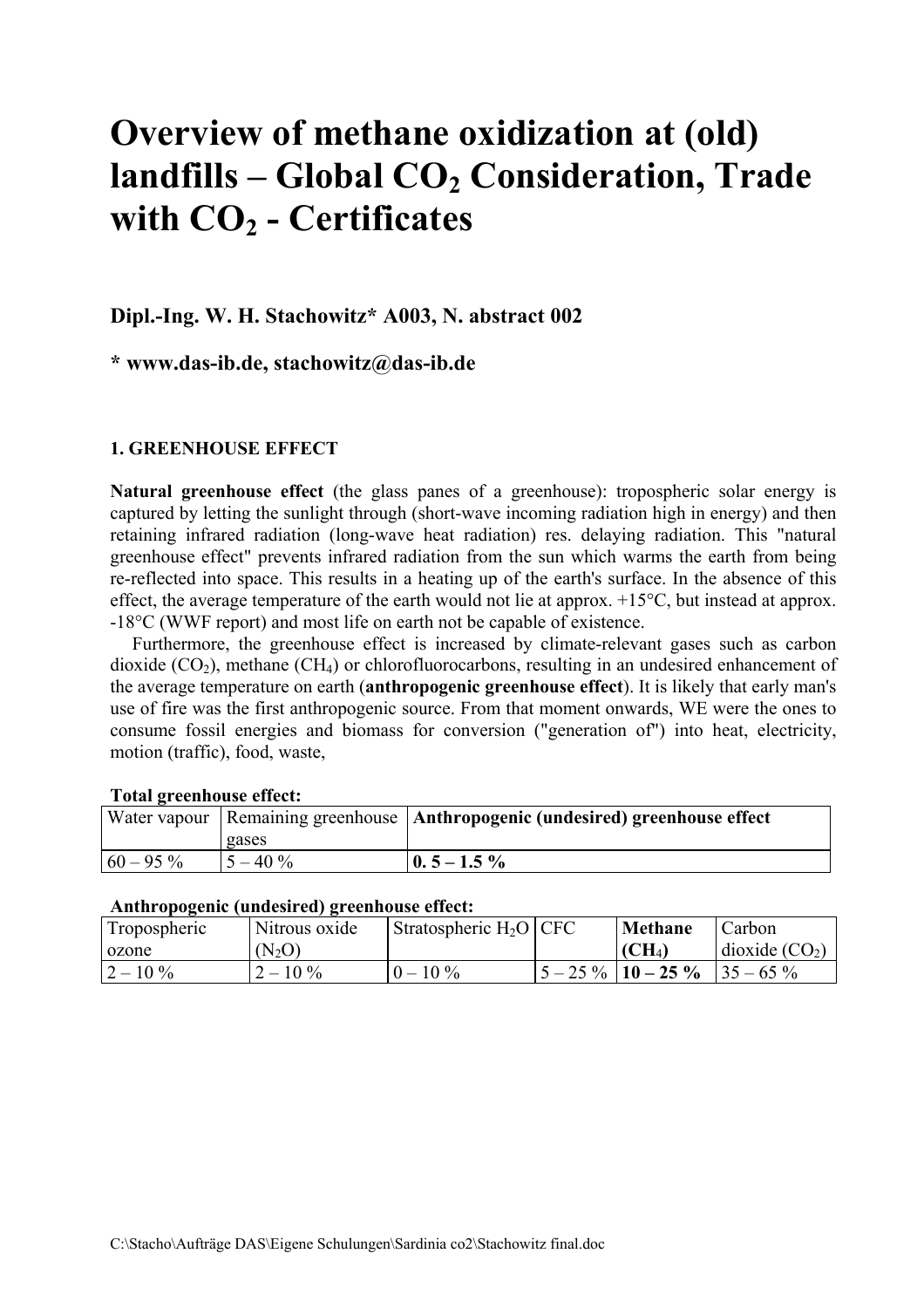# Overview of methane oxidization at (old) landfills – Global $CO_2$ Consideration, Trade with $CO_2$ - Certificates

**Dipl.-Ing. W. H. Stachowitz* A003, N. abstract 002**

**\* www.das-ib.de, stachowitz@das-ib.de**

## 1. GREENHOUSE EFFECT

**Natural greenhouse effect** (the glass panes of a greenhouse): tropospheric solar energy is captured by letting the sunlight through (short-wave incoming radiation high in energy) and then retaining infrared radiation (long-wave heat radiation) res. delaying radiation. This "natural greenhouse effect" prevents infrared radiation from the sun which warms the earth from being re-reflected into space. This results in a heating up of the earth's surface. In the absence of this effect, the average temperature of the earth would not lie at approx. +15°C, but instead at approx. -18°C (WWF report) and most life on earth not be capable of existence.

Furthermore, the greenhouse effect is increased by climate-relevant gases such as carbon dioxide ($CO_2$), methane ($CH_4$) or chlorofluorocarbons, resulting in an undesired enhancement of the average temperature on earth (**anthropogenic greenhouse effect**). It is likely that early man's use of fire was the first anthropogenic source. From that moment onwards, WE were the ones to consume fossil energies and biomass for conversion ("generation of") into heat, electricity, motion (traffic), food, waste,

**Total greenhouse effect:**

| Water vapour | Remaining greenhouse gases | **Anthropogenic (undesired) greenhouse effect** |
|---|---|---|
| 60 – 95 % | 5 – 40 % | **0. 5 – 1.5 %** |

**Anthropogenic (undesired) greenhouse effect:**

| Tropospheric ozone | Nitrous oxide ($N_2O$) | Stratospheric $H_2O$ | CFC | **Methane ($CH_4$)** | Carbon dioxide ($CO_2$) |
|---|---|---|---|---|---|
| 2 – 10 % | 2 – 10 % | 0 – 10 % | 5 – 25 % | **10 – 25 %** | 35 – 65 % |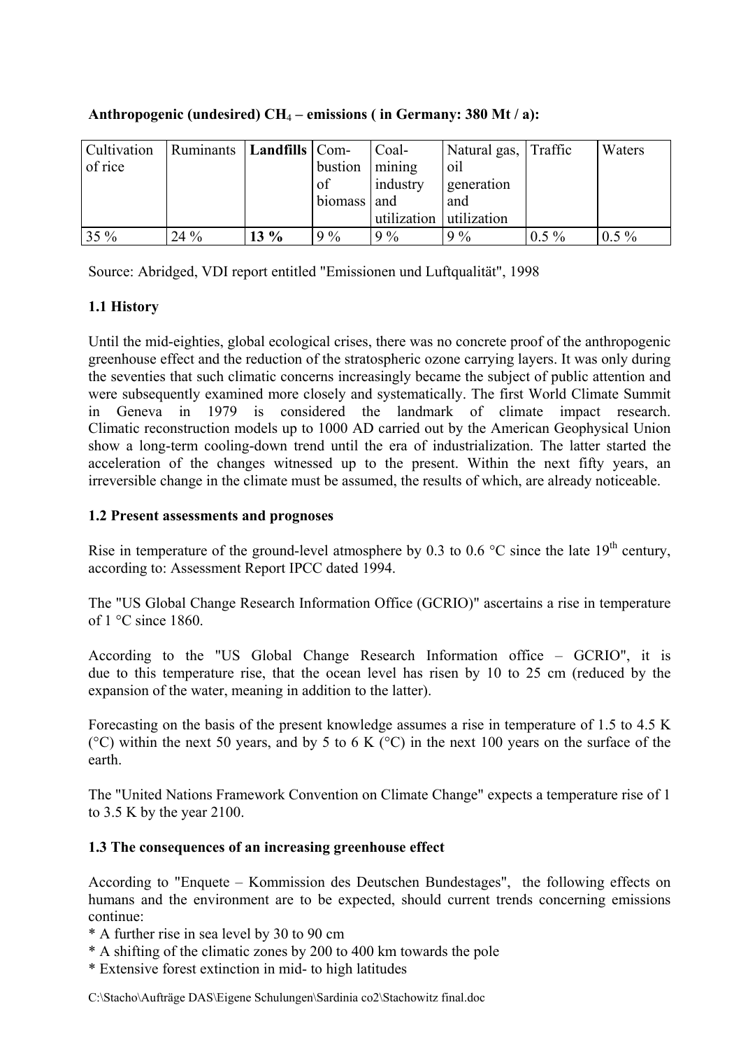**Anthropogenic (undesired) $CH_4$ – emissions ( in Germany: 380 Mt / a):**

| Cultivation of rice | Ruminants | **Landfills** | Combustion of biomass | Coal-mining industry and utilization | Natural gas, oil generation and utilization | Traffic | Waters |
|---|---|---|---|---|---|---|---|
| 35 % | 24 % | **13 %** | 9 % | 9 % | 9 % | 0.5 % | 0.5 % |

Source: Abridged, VDI report entitled "Emissionen und Luftqualität", 1998

### 1.1 History

Until the mid-eighties, global ecological crises, there was no concrete proof of the anthropogenic greenhouse effect and the reduction of the stratospheric ozone carrying layers. It was only during the seventies that such climatic concerns increasingly became the subject of public attention and were subsequently examined more closely and systematically. The first World Climate Summit in Geneva in 1979 is considered the landmark of climate impact research. Climatic reconstruction models up to 1000 AD carried out by the American Geophysical Union show a long-term cooling-down trend until the era of industrialization. The latter started the acceleration of the changes witnessed up to the present. Within the next fifty years, an irreversible change in the climate must be assumed, the results of which, are already noticeable.

### 1.2 Present assessments and prognoses

Rise in temperature of the ground-level atmosphere by 0.3 to 0.6 °C since the late 19th century, according to: Assessment Report IPCC dated 1994.

The "US Global Change Research Information Office (GCRIO)" ascertains a rise in temperature of 1 °C since 1860.

According to the "US Global Change Research Information office – GCRIO", it is due to this temperature rise, that the ocean level has risen by 10 to 25 cm (reduced by the expansion of the water, meaning in addition to the latter).

Forecasting on the basis of the present knowledge assumes a rise in temperature of 1.5 to 4.5 K (°C) within the next 50 years, and by 5 to 6 K (°C) in the next 100 years on the surface of the earth.

The "United Nations Framework Convention on Climate Change" expects a temperature rise of 1 to 3.5 K by the year 2100.

### 1.3 The consequences of an increasing greenhouse effect

According to "Enquete – Kommission des Deutschen Bundestages", the following effects on humans and the environment are to be expected, should current trends concerning emissions continue:

* A further rise in sea level by 30 to 90 cm
* A shifting of the climatic zones by 200 to 400 km towards the pole
* Extensive forest extinction in mid- to high latitudes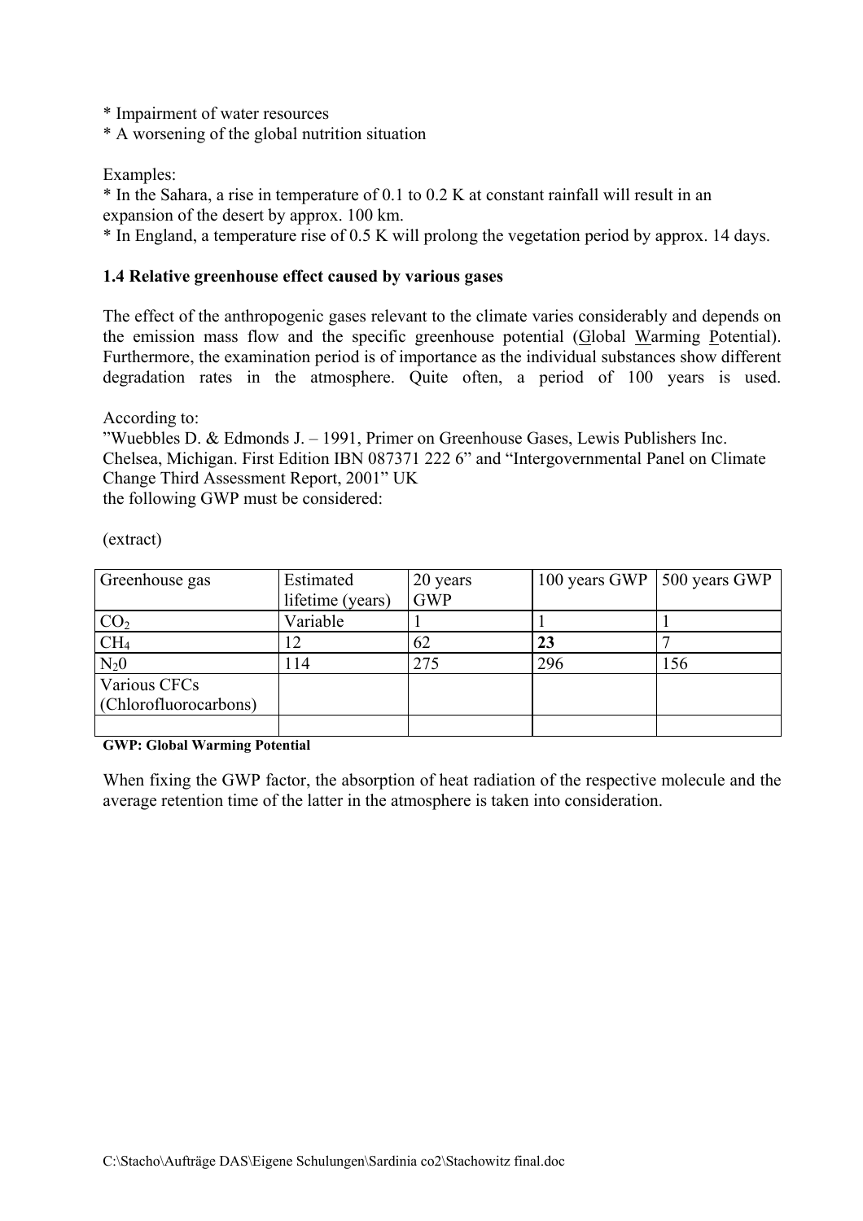* Impairment of water resources
* A worsening of the global nutrition situation

Examples:
* In the Sahara, a rise in temperature of 0.1 to 0.2 K at constant rainfall will result in an expansion of the desert by approx. 100 km.
* In England, a temperature rise of 0.5 K will prolong the vegetation period by approx. 14 days.

### 1.4 Relative greenhouse effect caused by various gases

The effect of the anthropogenic gases relevant to the climate varies considerably and depends on the emission mass flow and the specific greenhouse potential (Global Warming Potential). Furthermore, the examination period is of importance as the individual substances show different degradation rates in the atmosphere. Quite often, a period of 100 years is used.

According to:
"Wuebbles D. & Edmonds J. – 1991, Primer on Greenhouse Gases, Lewis Publishers Inc. Chelsea, Michigan. First Edition IBN 087371 222 6" and "Intergovernmental Panel on Climate Change Third Assessment Report, 2001" UK
the following GWP must be considered:

(extract)

| Greenhouse gas | Estimated lifetime (years) | 20 years GWP | 100 years GWP | 500 years GWP |
|---|---|---|---|---|
| $CO_2$ | Variable | 1 | 1 | 1 |
| $CH_4$ | 12 | 62 | **23** | 7 |
| $N_20$ | 114 | 275 | 296 | 156 |
| Various CFCs (Chlorofluorocarbons) | | | | |
| | | | | |

**GWP: Global Warming Potential**

When fixing the GWP factor, the absorption of heat radiation of the respective molecule and the average retention time of the latter in the atmosphere is taken into consideration.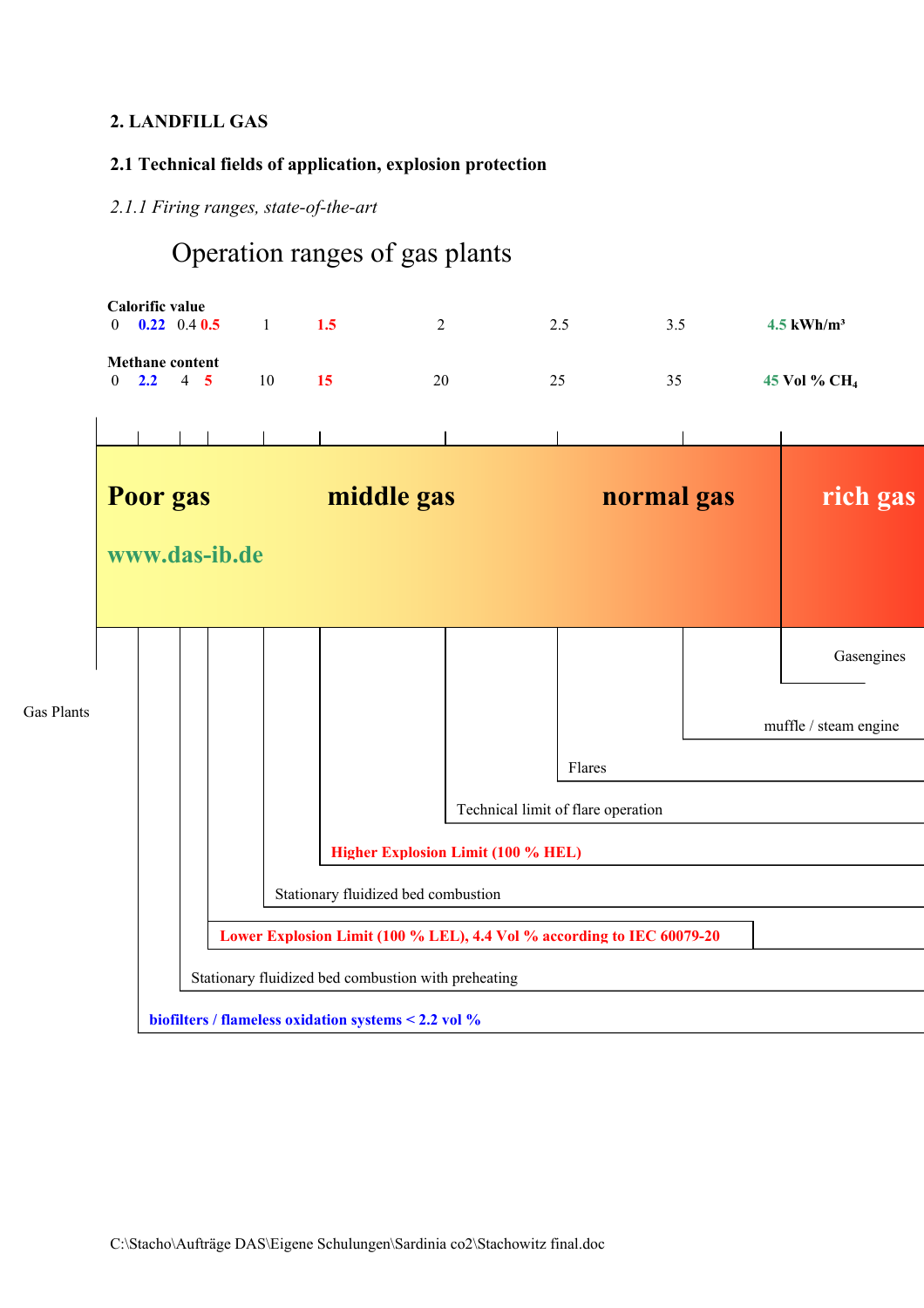## 2. LANDFILL GAS

### 2.1 Technical fields of application, explosion protection

*2.1.1 Firing ranges, state-of-the-art*

Operation ranges of gas plants

**Calorific value**
0 **0.22** 0.4 **0.5** 1 **1.5** 2 2.5 3.5 **4.5** **kWh/m³**

**Methane content**
0 **2.2** 4 **5** 10 **15** 20 25 35 **45** **Vol % $CH_4$**

**Poor gas** **middle gas** **normal gas** **rich gas**

**www.das-ib.de**

Gas Plants

Gasengines

muffle / steam engine

Flares

Technical limit of flare operation

**Higher Explosion Limit (100 % HEL)**

Stationary fluidized bed combustion

**Lower Explosion Limit (100 % LEL), 4.4 Vol % according to IEC 60079-20**

Stationary fluidized bed combustion with preheating

**biofilters / flameless oxidation systems < 2.2 vol %**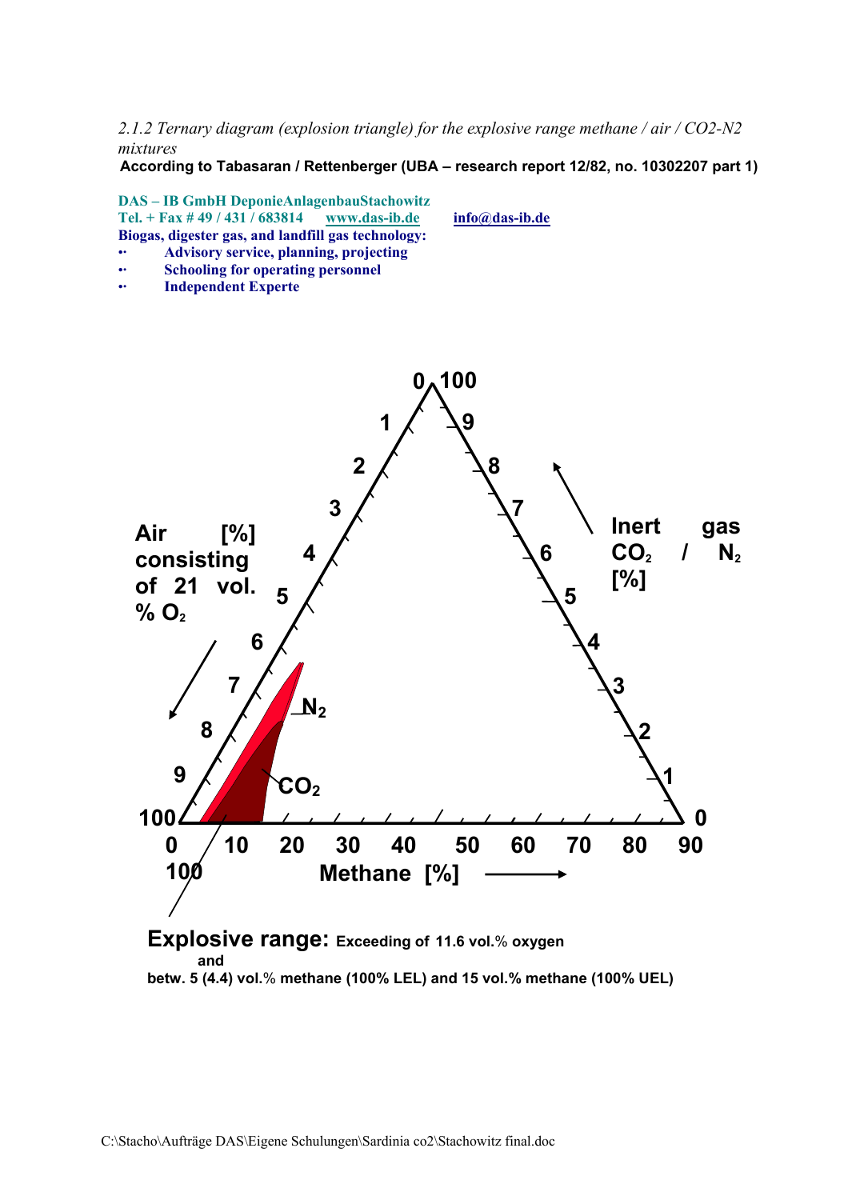*2.1.2 Ternary diagram (explosion triangle) for the explosive range methane / air / CO2-N2 mixtures*

**According to Tabasaran / Rettenberger (UBA – research report 12/82, no. 10302207 part 1)**

**DAS – IB GmbH DeponieAnlagenbauStachowitz**
**Tel. + Fax # 49 / 431 / 683814 [www.das-ib.de](http://www.das-ib.de) [info@das-ib.de](mailto:info@das-ib.de)**
**Biogas, digester gas, and landfill gas technology:**

- **Advisory service, planning, projecting**
- **Schooling for operating personnel**
- **Independent Experte**

Air [%] consisting of 21 vol. % $O_2$

Inert gas $CO_2$ / $N_2$ [%]

Methane [%]

$N_2$

$CO_2$

**Explosive range:** **Exceeding of 11.6 vol.% oxygen and betw. 5 (4.4) vol.% methane (100% LEL) and 15 vol.% methane (100% UEL)**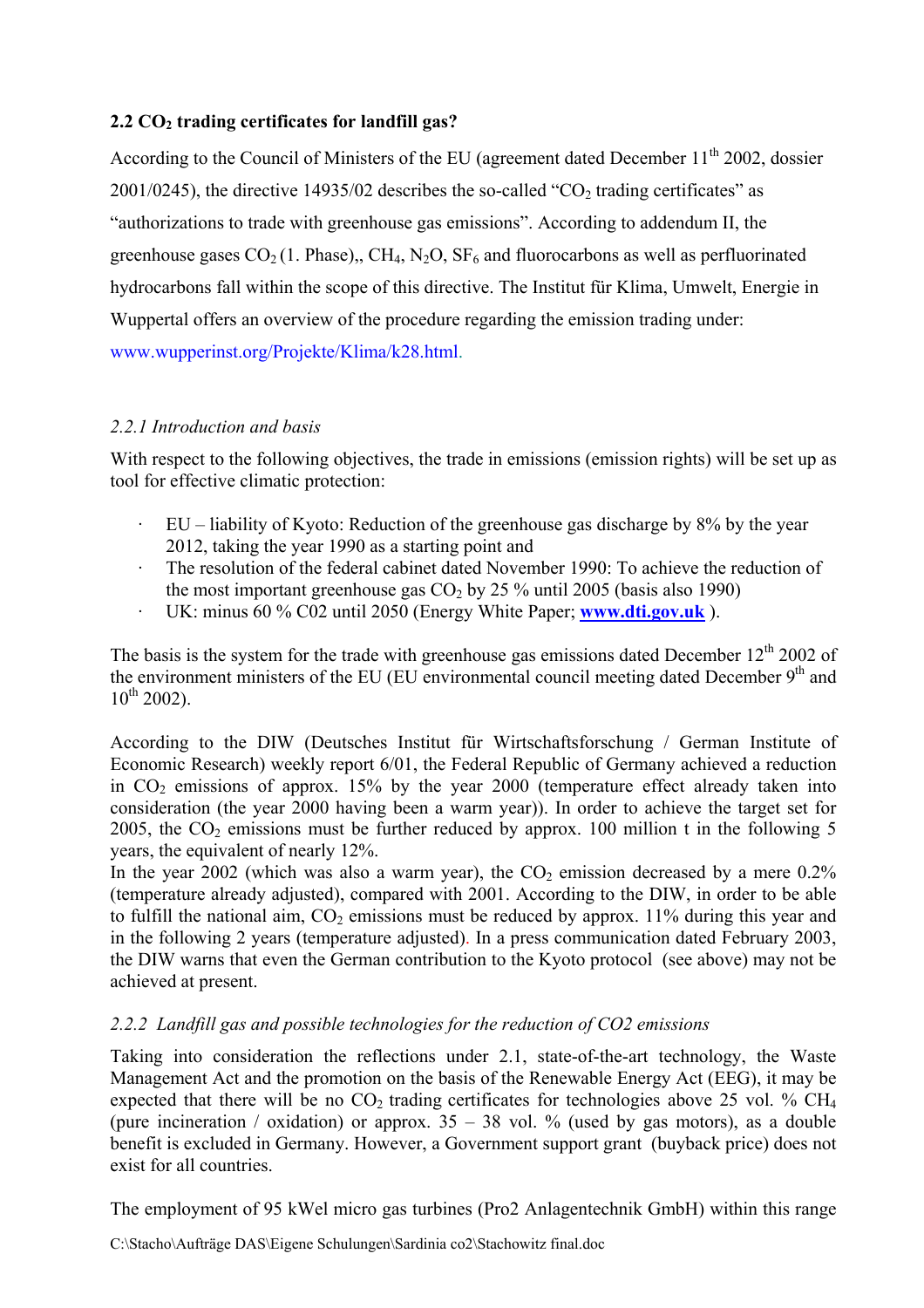## 2.2 $CO_2$ trading certificates for landfill gas?

According to the Council of Ministers of the EU (agreement dated December 11th 2002, dossier 2001/0245), the directive 14935/02 describes the so-called "$CO_2$ trading certificates" as "authorizations to trade with greenhouse gas emissions". According to addendum II, the greenhouse gases $CO_2$ (1. Phase),, $CH_4$, $N_2O$, $SF_6$ and fluorocarbons as well as perfluorinated hydrocarbons fall within the scope of this directive. The Institut für Klima, Umwelt, Energie in Wuppertal offers an overview of the procedure regarding the emission trading under: www.wupperinst.org/Projekte/Klima/k28.html.

### *2.2.1 Introduction and basis*

With respect to the following objectives, the trade in emissions (emission rights) will be set up as tool for effective climatic protection:

- EU – liability of Kyoto: Reduction of the greenhouse gas discharge by 8% by the year 2012, taking the year 1990 as a starting point and
- The resolution of the federal cabinet dated November 1990: To achieve the reduction of the most important greenhouse gas $CO_2$ by 25 % until 2005 (basis also 1990)
- UK: minus 60 % C02 until 2050 (Energy White Paper; **www.dti.gov.uk** ).

The basis is the system for the trade with greenhouse gas emissions dated December 12th 2002 of the environment ministers of the EU (EU environmental council meeting dated December 9th and 10th 2002).

According to the DIW (Deutsches Institut für Wirtschaftsforschung / German Institute of Economic Research) weekly report 6/01, the Federal Republic of Germany achieved a reduction in $CO_2$ emissions of approx. 15% by the year 2000 (temperature effect already taken into consideration (the year 2000 having been a warm year)). In order to achieve the target set for 2005, the $CO_2$ emissions must be further reduced by approx. 100 million t in the following 5 years, the equivalent of nearly 12%.
In the year 2002 (which was also a warm year), the $CO_2$ emission decreased by a mere 0.2% (temperature already adjusted), compared with 2001. According to the DIW, in order to be able to fulfill the national aim, $CO_2$ emissions must be reduced by approx. 11% during this year and in the following 2 years (temperature adjusted). In a press communication dated February 2003, the DIW warns that even the German contribution to the Kyoto protocol (see above) may not be achieved at present.

### *2.2.2 Landfill gas and possible technologies for the reduction of CO2 emissions*

Taking into consideration the reflections under 2.1, state-of-the-art technology, the Waste Management Act and the promotion on the basis of the Renewable Energy Act (EEG), it may be expected that there will be no $CO_2$ trading certificates for technologies above 25 vol. % $CH_4$ (pure incineration / oxidation) or approx. 35 – 38 vol. % (used by gas motors), as a double benefit is excluded in Germany. However, a Government support grant (buyback price) does not exist for all countries.

The employment of 95 kWel micro gas turbines (Pro2 Anlagentechnik GmbH) within this range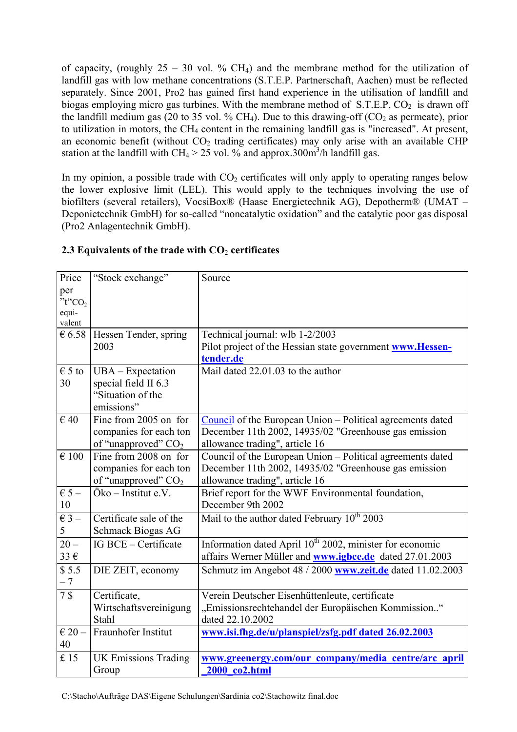of capacity, (roughly 25 – 30 vol. % $CH_4$) and the membrane method for the utilization of landfill gas with low methane concentrations (S.T.E.P. Partnerschaft, Aachen) must be reflected separately. Since 2001, Pro2 has gained first hand experience in the utilisation of landfill and biogas employing micro gas turbines. With the membrane method of S.T.E.P, $CO_2$ is drawn off the landfill medium gas (20 to 35 vol. % $CH_4$). Due to this drawing-off ($CO_2$ as permeate), prior to utilization in motors, the $CH_4$ content in the remaining landfill gas is "increased". At present, an economic benefit (without $CO_2$ trading certificates) may only arise with an available CHP station at the landfill with $CH_4$ > 25 vol. % and approx.300m$^3$/h landfill gas.

In my opinion, a possible trade with $CO_2$ certificates will only apply to operating ranges below the lower explosive limit (LEL). This would apply to the techniques involving the use of biofilters (several retailers), VocsiBox® (Haase Energietechnik AG), Depotherm® (UMAT – Deponietechnik GmbH) for so-called "noncatalytic oxidation" and the catalytic poor gas disposal (Pro2 Anlagentechnik GmbH).

### 2.3 Equivalents of the trade with $CO_2$ certificates

| Price per "t"$CO_2$ equivalent | "Stock exchange" | Source |
|---|---|---|
| € 6.58 | Hessen Tender, spring 2003 | Technical journal: wlb 1-2/2003<br>Pilot project of the Hessian state government **www.Hessen-tender.de** |
| € 5 to 30 | UBA – Expectation special field II 6.3 "Situation of the emissions" | Mail dated 22.01.03 to the author |
| € 40 | Fine from 2005 on for companies for each ton of "unapproved" $CO_2$ | Council of the European Union – Political agreements dated December 11th 2002, 14935/02 "Greenhouse gas emission allowance trading", article 16 |
| € 100 | Fine from 2008 on for companies for each ton of "unapproved" $CO_2$ | Council of the European Union – Political agreements dated December 11th 2002, 14935/02 "Greenhouse gas emission allowance trading", article 16 |
| € 5 – 10 | Öko – Institut e.V. | Brief report for the WWF Environmental foundation, December 9th 2002 |
| € 3 – 5 | Certificate sale of the Schmack Biogas AG | Mail to the author dated February 10th 2003 |
| 20 – 33 € | IG BCE – Certificate | Information dated April 10th 2002, minister for economic affairs Werner Müller and **www.igbce.de** dated 27.01.2003 |
| $ 5.5 – 7 | DIE ZEIT, economy | Schmutz im Angebot 48 / 2000 **www.zeit.de** dated 11.02.2003 |
| 7 $ | Certificate, Wirtschaftsvereinigung Stahl | Verein Deutscher Eisenhüttenleute, certificate „Emissionsrechtehandel der Europäischen Kommission.." dated 22.10.2002 |
| € 20 – 40 | Fraunhofer Institut | **www.isi.fhg.de/u/planspiel/zsfg.pdf dated 26.02.2003** |
| £ 15 | UK Emissions Trading Group | **www.greenergy.com/our_company/media_centre/arc_april_2000_co2.html** |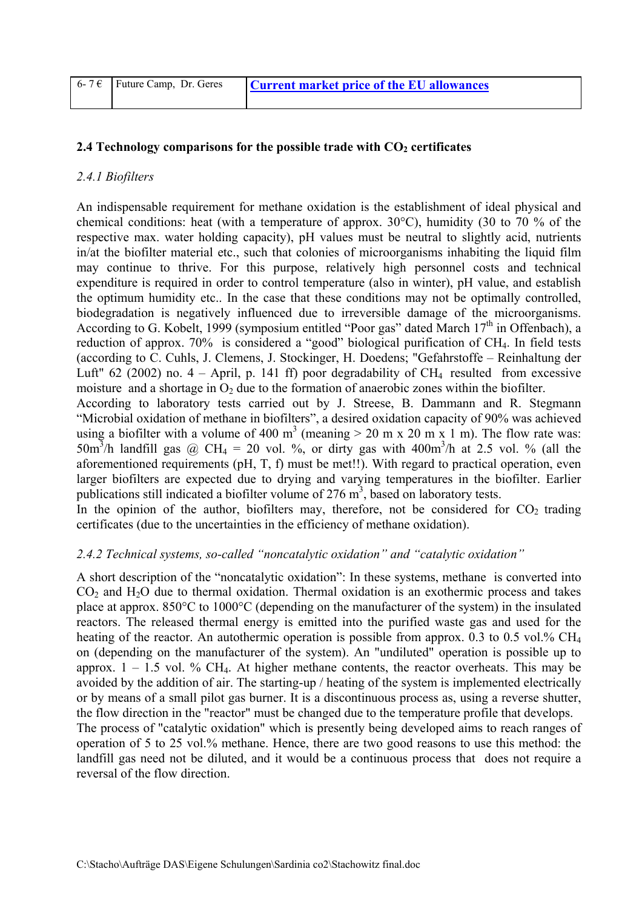| 6- 7 € | Future Camp, Dr. Geres | **Current market price of the EU allowances** |
|---|---|---|

### 2.4 Technology comparisons for the possible trade with $CO_2$ certificates

#### *2.4.1 Biofilters*

An indispensable requirement for methane oxidation is the establishment of ideal physical and chemical conditions: heat (with a temperature of approx. 30°C), humidity (30 to 70 % of the respective max. water holding capacity), pH values must be neutral to slightly acid, nutrients in/at the biofilter material etc., such that colonies of microorganisms inhabiting the liquid film may continue to thrive. For this purpose, relatively high personnel costs and technical expenditure is required in order to control temperature (also in winter), pH value, and establish the optimum humidity etc.. In the case that these conditions may not be optimally controlled, biodegradation is negatively influenced due to irreversible damage of the microorganisms. According to G. Kobelt, 1999 (symposium entitled "Poor gas" dated March 17th in Offenbach), a reduction of approx. 70% is considered a "good" biological purification of $CH_4$. In field tests (according to C. Cuhls, J. Clemens, J. Stockinger, H. Doedens; "Gefahrstoffe – Reinhaltung der Luft" 62 (2002) no. 4 – April, p. 141 ff) poor degradability of $CH_4$ resulted from excessive moisture and a shortage in $O_2$ due to the formation of anaerobic zones within the biofilter.
According to laboratory tests carried out by J. Streese, B. Dammann and R. Stegmann "Microbial oxidation of methane in biofilters", a desired oxidation capacity of 90% was achieved using a biofilter with a volume of 400 $m^3$ (meaning > 20 m x 20 m x 1 m). The flow rate was: 50$m^3$/h landfill gas @ $CH_4$ = 20 vol. %, or dirty gas with 400$m^3$/h at 2.5 vol. % (all the aforementioned requirements (pH, T, f) must be met!!). With regard to practical operation, even larger biofilters are expected due to drying and varying temperatures in the biofilter. Earlier publications still indicated a biofilter volume of 276 $m^3$, based on laboratory tests.
In the opinion of the author, biofilters may, therefore, not be considered for $CO_2$ trading certificates (due to the uncertainties in the efficiency of methane oxidation).

#### *2.4.2 Technical systems, so-called "noncatalytic oxidation" and "catalytic oxidation"*

A short description of the "noncatalytic oxidation": In these systems, methane is converted into $CO_2$ and $H_2O$ due to thermal oxidation. Thermal oxidation is an exothermic process and takes place at approx. 850°C to 1000°C (depending on the manufacturer of the system) in the insulated reactors. The released thermal energy is emitted into the purified waste gas and used for the heating of the reactor. An autothermic operation is possible from approx. 0.3 to 0.5 vol.% $CH_4$ on (depending on the manufacturer of the system). An "undiluted" operation is possible up to approx. 1 – 1.5 vol. % $CH_4$. At higher methane contents, the reactor overheats. This may be avoided by the addition of air. The starting-up / heating of the system is implemented electrically or by means of a small pilot gas burner. It is a discontinuous process as, using a reverse shutter, the flow direction in the "reactor" must be changed due to the temperature profile that develops.
The process of "catalytic oxidation" which is presently being developed aims to reach ranges of operation of 5 to 25 vol.% methane. Hence, there are two good reasons to use this method: the landfill gas need not be diluted, and it would be a continuous process that does not require a reversal of the flow direction.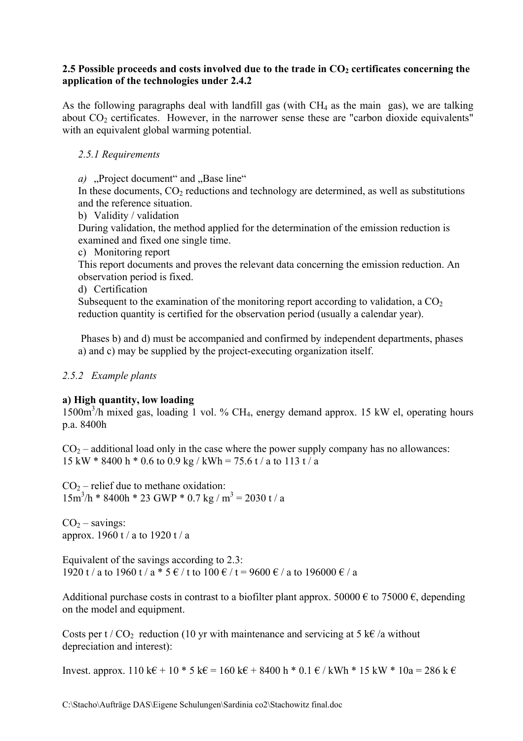**2.5 Possible proceeds and costs involved due to the trade in $CO_2$ certificates concerning the application of the technologies under 2.4.2**

As the following paragraphs deal with landfill gas (with $CH_4$ as the main gas), we are talking about $CO_2$ certificates. However, in the narrower sense these are "carbon dioxide equivalents" with an equivalent global warming potential.

*2.5.1 Requirements*

*a)* „Project document“ and „Base line“
In these documents, $CO_2$ reductions and technology are determined, as well as substitutions and the reference situation.

b) Validity / validation
During validation, the method applied for the determination of the emission reduction is examined and fixed one single time.

c) Monitoring report
This report documents and proves the relevant data concerning the emission reduction. An observation period is fixed.

d) Certification
Subsequent to the examination of the monitoring report according to validation, a $CO_2$ reduction quantity is certified for the observation period (usually a calendar year).

Phases b) and d) must be accompanied and confirmed by independent departments, phases a) and c) may be supplied by the project-executing organization itself.

*2.5.2 Example plants*

**a) High quantity, low loading**
1500m$^3$/h mixed gas, loading 1 vol. % $CH_4$, energy demand approx. 15 kW el, operating hours p.a. 8400h

$CO_2$ – additional load only in the case where the power supply company has no allowances:
15 kW * 8400 h * 0.6 to 0.9 kg / kWh = 75.6 t / a to 113 t / a

$CO_2$ – relief due to methane oxidation:
15m$^3$/h * 8400h * 23 GWP * 0.7 kg / m$^3$ = 2030 t / a

$CO_2$ – savings:
approx. 1960 t / a to 1920 t / a

Equivalent of the savings according to 2.3:
1920 t / a to 1960 t / a * 5 € / t to 100 € / t = 9600 € / a to 196000 € / a

Additional purchase costs in contrast to a biofilter plant approx. 50000 € to 75000 €, depending on the model and equipment.

Costs per t / $CO_2$ reduction (10 yr with maintenance and servicing at 5 k€ /a without depreciation and interest):

Invest. approx. 110 k€ + 10 * 5 k€ = 160 k€ + 8400 h * 0.1 € / kWh * 15 kW * 10a = 286 k €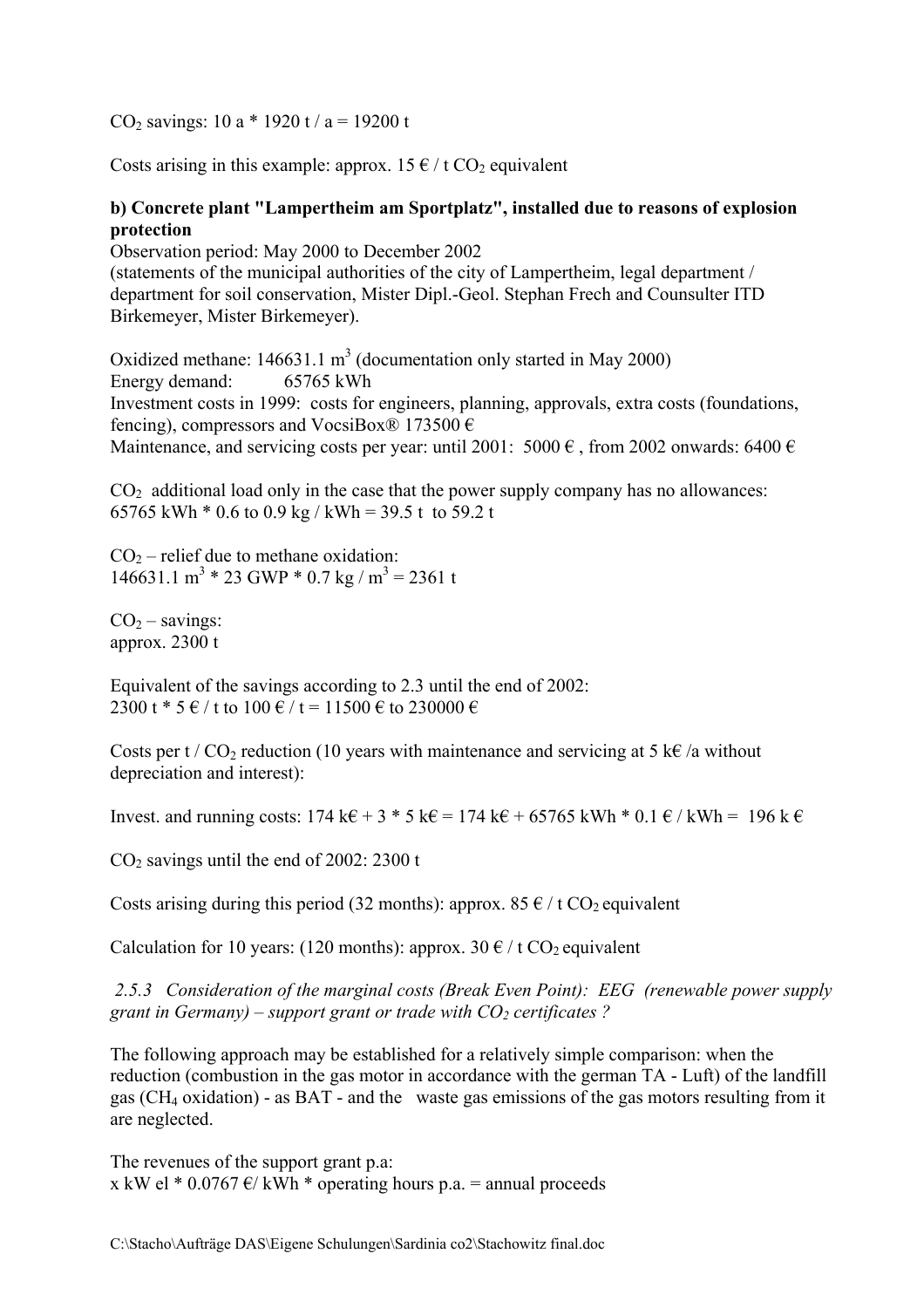$CO_2$ savings: 10 a * 1920 t / a = 19200 t

Costs arising in this example: approx. 15 € / t $CO_2$ equivalent

**b) Concrete plant "Lampertheim am Sportplatz", installed due to reasons of explosion protection**

Observation period: May 2000 to December 2002
(statements of the municipal authorities of the city of Lampertheim, legal department / department for soil conservation, Mister Dipl.-Geol. Stephan Frech and Counsulter ITD Birkemeyer, Mister Birkemeyer).

Oxidized methane: 146631.1 $m^3$ (documentation only started in May 2000)
Energy demand: 65765 kWh
Investment costs in 1999: costs for engineers, planning, approvals, extra costs (foundations, fencing), compressors and VocsiBox® 173500 €
Maintenance, and servicing costs per year: until 2001: 5000 € , from 2002 onwards: 6400 €

$CO_2$ additional load only in the case that the power supply company has no allowances:
65765 kWh * 0.6 to 0.9 kg / kWh = 39.5 t to 59.2 t

$CO_2$ – relief due to methane oxidation:
146631.1 $m^3$ * 23 GWP * 0.7 kg / $m^3$ = 2361 t

$CO_2$ – savings:
approx. 2300 t

Equivalent of the savings according to 2.3 until the end of 2002:
2300 t * 5 € / t to 100 € / t = 11500 € to 230000 €

Costs per t / $CO_2$ reduction (10 years with maintenance and servicing at 5 k€ /a without depreciation and interest):

Invest. and running costs: 174 k€ + 3 * 5 k€ = 174 k€ + 65765 kWh * 0.1 € / kWh = 196 k €

$CO_2$ savings until the end of 2002: 2300 t

Costs arising during this period (32 months): approx. 85 € / t $CO_2$ equivalent

Calculation for 10 years: (120 months): approx. 30 € / t $CO_2$ equivalent

*2.5.3 Consideration of the marginal costs (Break Even Point): EEG (renewable power supply grant in Germany) – support grant or trade with $CO_2$ certificates ?*

The following approach may be established for a relatively simple comparison: when the reduction (combustion in the gas motor in accordance with the german TA - Luft) of the landfill gas ($CH_4$ oxidation) - as BAT - and the waste gas emissions of the gas motors resulting from it are neglected.

The revenues of the support grant p.a:
x kW el * 0.0767 €/ kWh * operating hours p.a. = annual proceeds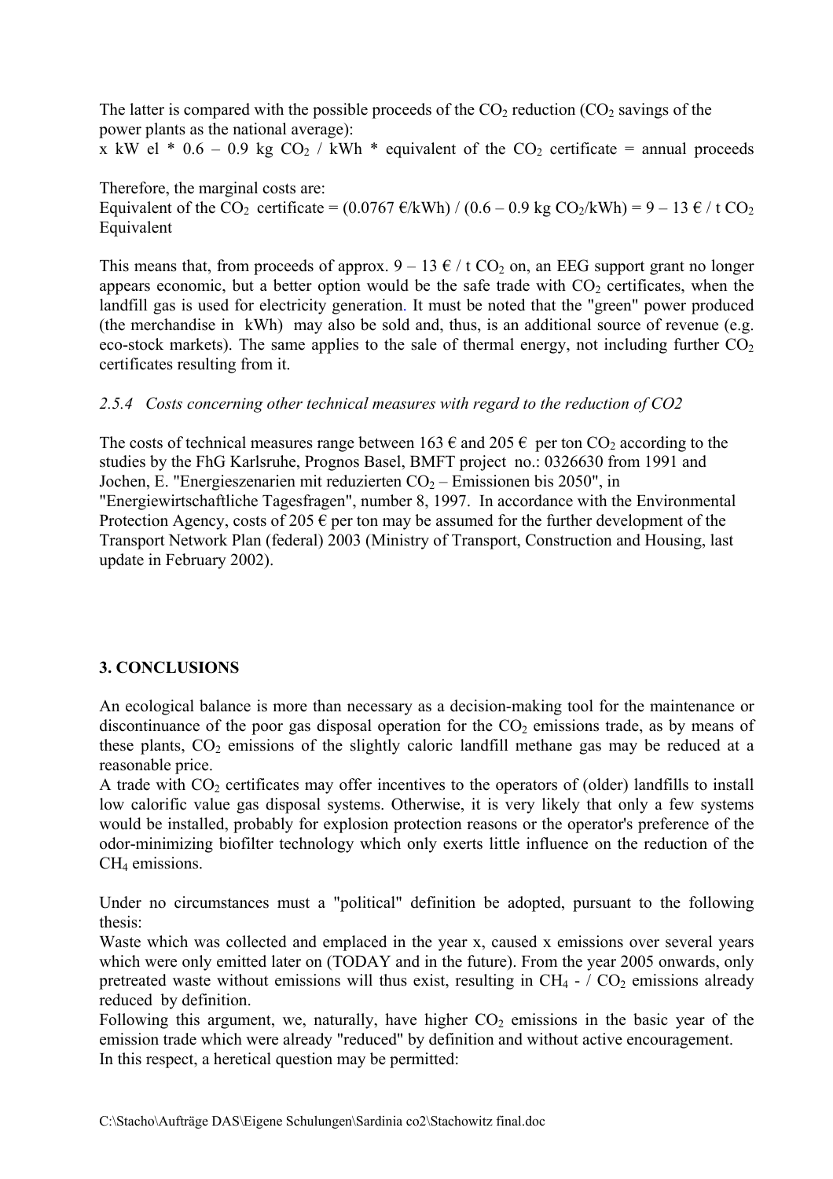The latter is compared with the possible proceeds of the $CO_2$ reduction ($CO_2$ savings of the power plants as the national average):
x kW el * 0.6 – 0.9 kg $CO_2$ / kWh * equivalent of the $CO_2$ certificate = annual proceeds

Therefore, the marginal costs are:
Equivalent of the $CO_2$ certificate = (0.0767 €/kWh) / (0.6 – 0.9 kg $CO_2$/kWh) = 9 – 13 € / t $CO_2$ Equivalent

This means that, from proceeds of approx. 9 – 13 € / t $CO_2$ on, an EEG support grant no longer appears economic, but a better option would be the safe trade with $CO_2$ certificates, when the landfill gas is used for electricity generation. It must be noted that the "green" power produced (the merchandise in kWh) may also be sold and, thus, is an additional source of revenue (e.g. eco-stock markets). The same applies to the sale of thermal energy, not including further $CO_2$ certificates resulting from it.

### *2.5.4 Costs concerning other technical measures with regard to the reduction of CO2*

The costs of technical measures range between 163 € and 205 € per ton $CO_2$ according to the studies by the FhG Karlsruhe, Prognos Basel, BMFT project no.: 0326630 from 1991 and Jochen, E. "Energieszenarien mit reduzierten $CO_2$ – Emissionen bis 2050", in "Energiewirtschaftliche Tagesfragen", number 8, 1997. In accordance with the Environmental Protection Agency, costs of 205 € per ton may be assumed for the further development of the Transport Network Plan (federal) 2003 (Ministry of Transport, Construction and Housing, last update in February 2002).

## 3. CONCLUSIONS

An ecological balance is more than necessary as a decision-making tool for the maintenance or discontinuance of the poor gas disposal operation for the $CO_2$ emissions trade, as by means of these plants, $CO_2$ emissions of the slightly caloric landfill methane gas may be reduced at a reasonable price.
A trade with $CO_2$ certificates may offer incentives to the operators of (older) landfills to install low calorific value gas disposal systems. Otherwise, it is very likely that only a few systems would be installed, probably for explosion protection reasons or the operator's preference of the odor-minimizing biofilter technology which only exerts little influence on the reduction of the $CH_4$ emissions.

Under no circumstances must a "political" definition be adopted, pursuant to the following thesis:
Waste which was collected and emplaced in the year x, caused x emissions over several years which were only emitted later on (TODAY and in the future). From the year 2005 onwards, only pretreated waste without emissions will thus exist, resulting in $CH_4$ - / $CO_2$ emissions already reduced by definition.
Following this argument, we, naturally, have higher $CO_2$ emissions in the basic year of the emission trade which were already "reduced" by definition and without active encouragement.
In this respect, a heretical question may be permitted: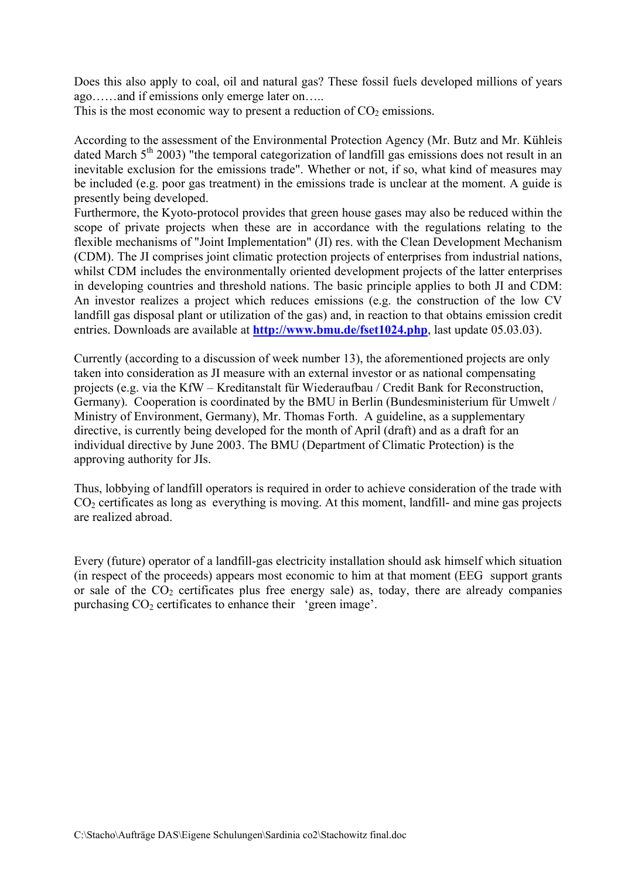Does this also apply to coal, oil and natural gas? These fossil fuels developed millions of years ago……and if emissions only emerge later on…..
This is the most economic way to present a reduction of $CO_2$ emissions.

According to the assessment of the Environmental Protection Agency (Mr. Butz and Mr. Kühleis dated March 5th 2003) "the temporal categorization of landfill gas emissions does not result in an inevitable exclusion for the emissions trade". Whether or not, if so, what kind of measures may be included (e.g. poor gas treatment) in the emissions trade is unclear at the moment. A guide is presently being developed.
Furthermore, the Kyoto-protocol provides that green house gases may also be reduced within the scope of private projects when these are in accordance with the regulations relating to the flexible mechanisms of "Joint Implementation" (JI) res. with the Clean Development Mechanism (CDM). The JI comprises joint climatic protection projects of enterprises from industrial nations, whilst CDM includes the environmentally oriented development projects of the latter enterprises in developing countries and threshold nations. The basic principle applies to both JI and CDM: An investor realizes a project which reduces emissions (e.g. the construction of the low CV landfill gas disposal plant or utilization of the gas) and, in reaction to that obtains emission credit entries. Downloads are available at **http://www.bmu.de/fset1024.php**, last update 05.03.03).

Currently (according to a discussion of week number 13), the aforementioned projects are only taken into consideration as JI measure with an external investor or as national compensating projects (e.g. via the KfW – Kreditanstalt für Wiederaufbau / Credit Bank for Reconstruction, Germany). Cooperation is coordinated by the BMU in Berlin (Bundesministerium für Umwelt / Ministry of Environment, Germany), Mr. Thomas Forth. A guideline, as a supplementary directive, is currently being developed for the month of April (draft) and as a draft for an individual directive by June 2003. The BMU (Department of Climatic Protection) is the approving authority for JIs.

Thus, lobbying of landfill operators is required in order to achieve consideration of the trade with $CO_2$ certificates as long as everything is moving. At this moment, landfill- and mine gas projects are realized abroad.

Every (future) operator of a landfill-gas electricity installation should ask himself which situation (in respect of the proceeds) appears most economic to him at that moment (EEG support grants or sale of the $CO_2$ certificates plus free energy sale) as, today, there are already companies purchasing $CO_2$ certificates to enhance their 'green image'.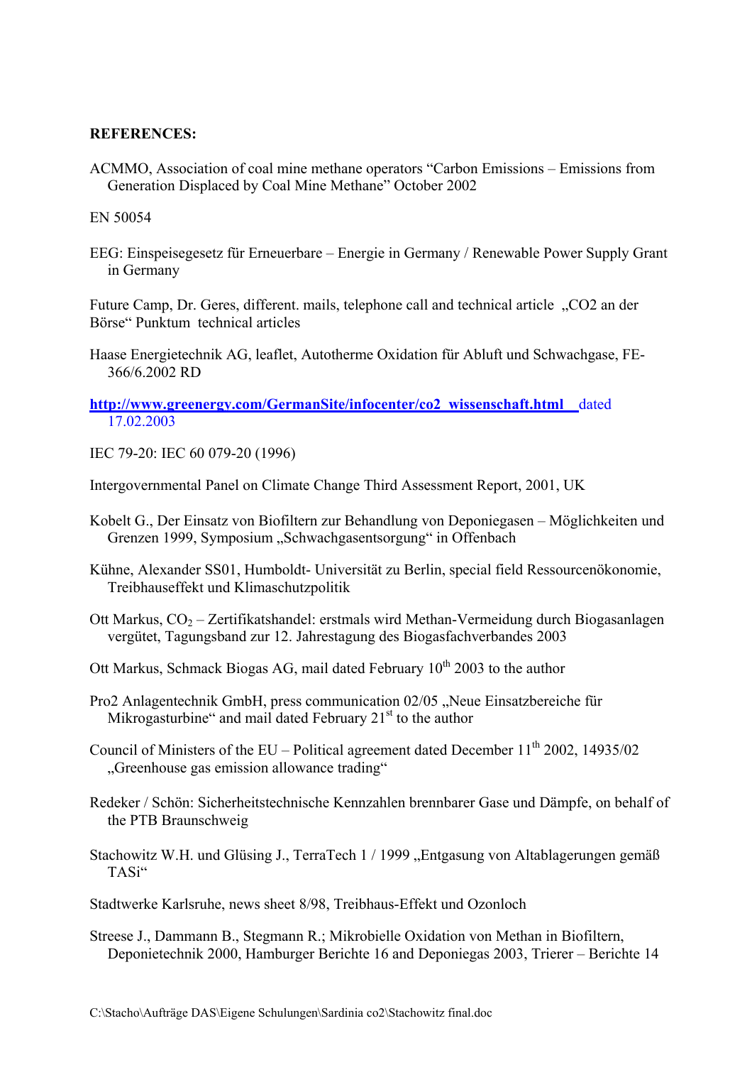**REFERENCES:**

ACMMO, Association of coal mine methane operators "Carbon Emissions – Emissions from Generation Displaced by Coal Mine Methane" October 2002

EN 50054

EEG: Einspeisegesetz für Erneuerbare – Energie in Germany / Renewable Power Supply Grant in Germany

Future Camp, Dr. Geres, different. mails, telephone call and technical article „CO2 an der Börse" Punktum technical articles

Haase Energietechnik AG, leaflet, Autotherme Oxidation für Abluft und Schwachgase, FE-366/6.2002 RD

**http://www.greenergy.com/GermanSite/infocenter/co2_wissenschaft.html** dated 17.02.2003

IEC 79-20: IEC 60 079-20 (1996)

Intergovernmental Panel on Climate Change Third Assessment Report, 2001, UK

Kobelt G., Der Einsatz von Biofiltern zur Behandlung von Deponiegasen – Möglichkeiten und Grenzen 1999, Symposium „Schwachgasentsorgung" in Offenbach

Kühne, Alexander SS01, Humboldt- Universität zu Berlin, special field Ressourcenökonomie, Treibhauseffekt und Klimaschutzpolitik

Ott Markus, $CO_2$ – Zertifikatshandel: erstmals wird Methan-Vermeidung durch Biogasanlagen vergütet, Tagungsband zur 12. Jahrestagung des Biogasfachverbandes 2003

Ott Markus, Schmack Biogas AG, mail dated February 10th 2003 to the author

Pro2 Anlagentechnik GmbH, press communication 02/05 „Neue Einsatzbereiche für Mikrogasturbine" and mail dated February 21st to the author

Council of Ministers of the EU – Political agreement dated December 11th 2002, 14935/02 „Greenhouse gas emission allowance trading"

Redeker / Schön: Sicherheitstechnische Kennzahlen brennbarer Gase und Dämpfe, on behalf of the PTB Braunschweig

Stachowitz W.H. und Glüsing J., TerraTech 1 / 1999 „Entgasung von Altablagerungen gemäß TASi"

Stadtwerke Karlsruhe, news sheet 8/98, Treibhaus-Effekt und Ozonloch

Streese J., Dammann B., Stegmann R.; Mikrobielle Oxidation von Methan in Biofiltern, Deponietechnik 2000, Hamburger Berichte 16 and Deponiegas 2003, Trierer – Berichte 14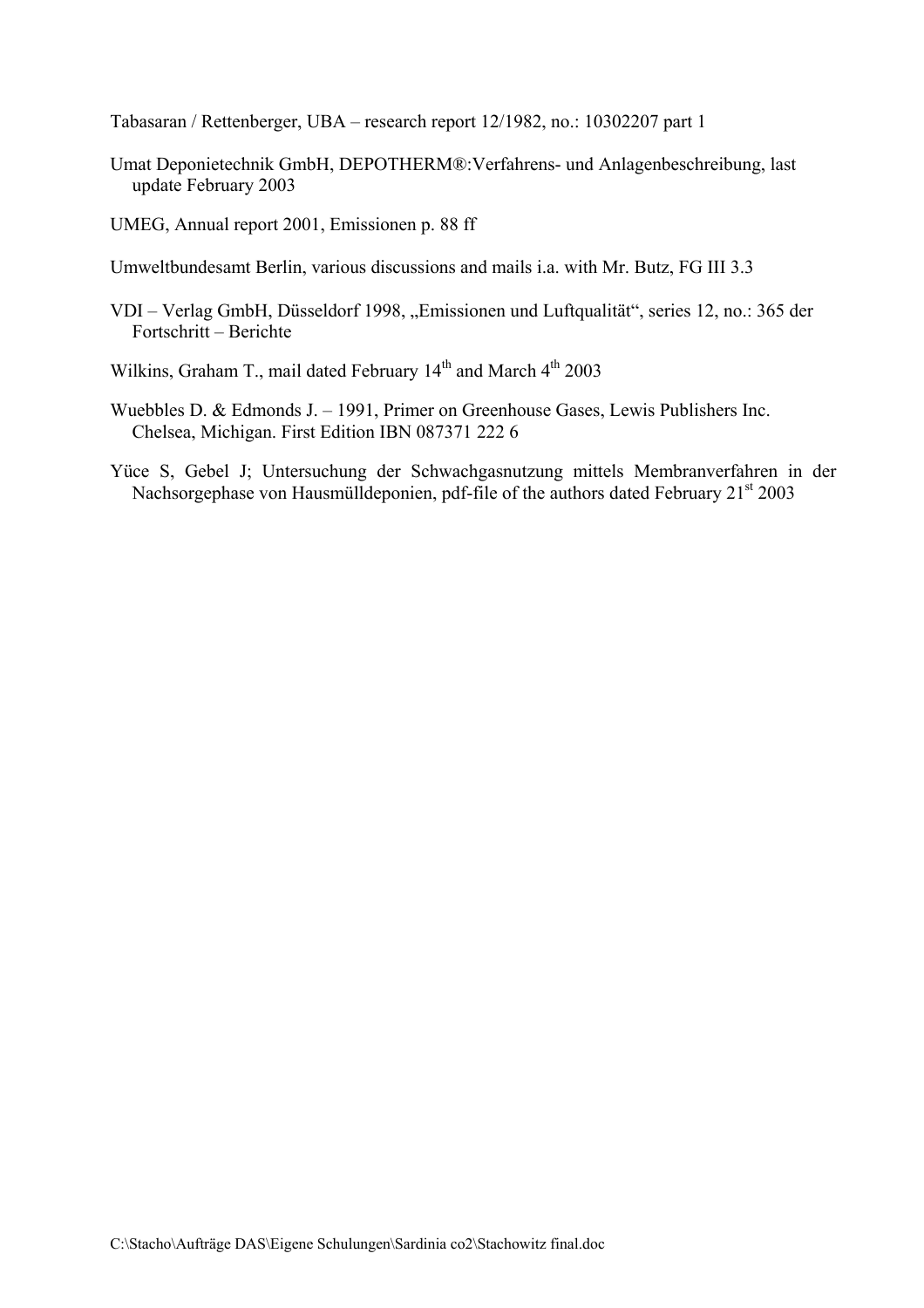Tabasaran / Rettenberger, UBA – research report 12/1982, no.: 10302207 part 1

Umat Deponietechnik GmbH, DEPOTHERM®:Verfahrens- und Anlagenbeschreibung, last update February 2003

UMEG, Annual report 2001, Emissionen p. 88 ff

Umweltbundesamt Berlin, various discussions and mails i.a. with Mr. Butz, FG III 3.3

VDI – Verlag GmbH, Düsseldorf 1998, „Emissionen und Luftqualität“, series 12, no.: 365 der Fortschritt – Berichte

Wilkins, Graham T., mail dated February 14th and March 4th 2003

Wuebbles D. & Edmonds J. – 1991, Primer on Greenhouse Gases, Lewis Publishers Inc. Chelsea, Michigan. First Edition IBN 087371 222 6

Yüce S, Gebel J; Untersuchung der Schwachgasnutzung mittels Membranverfahren in der Nachsorgephase von Hausmülldeponien, pdf-file of the authors dated February 21st 2003